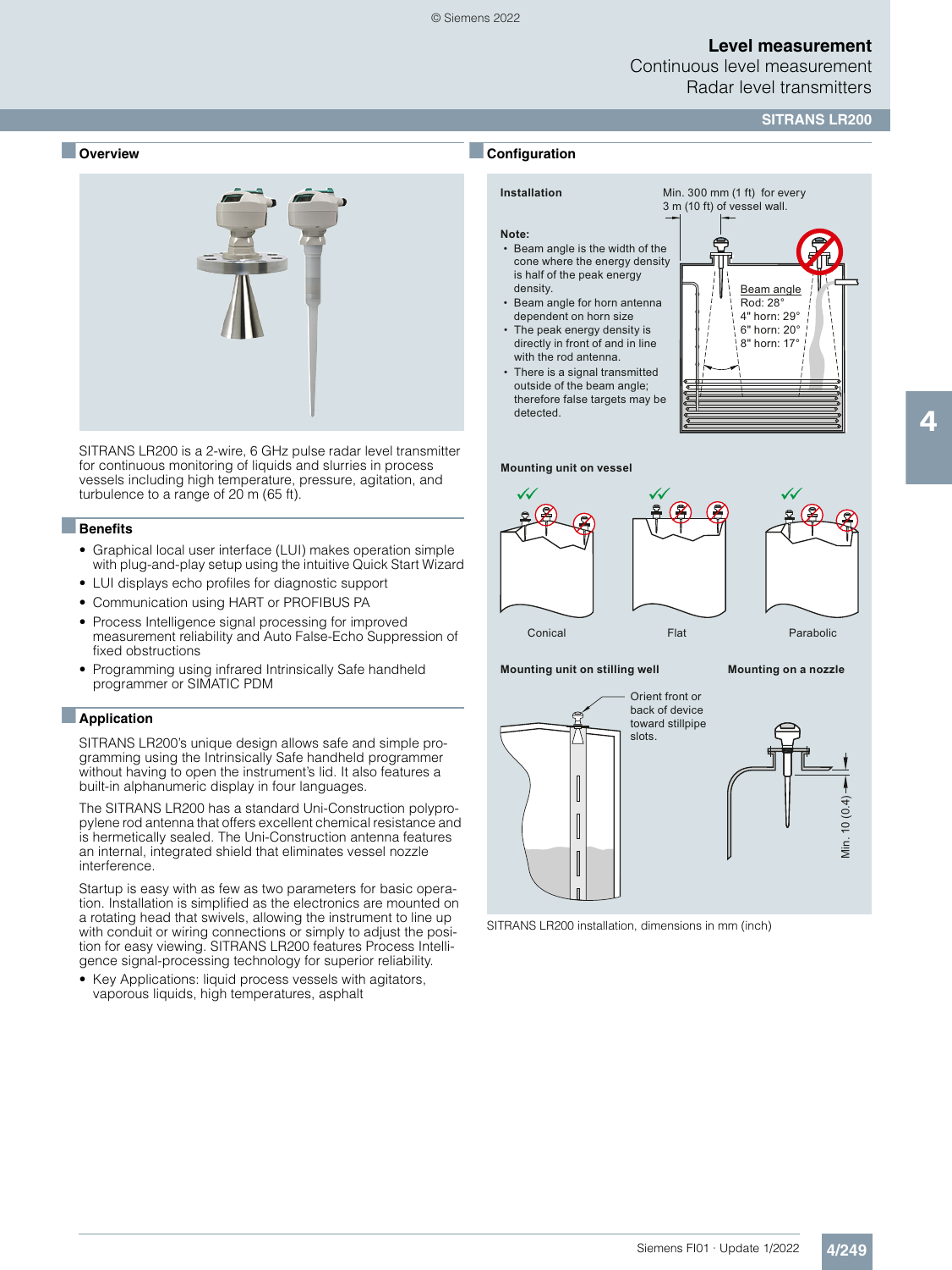# SITRANS LR200

## Overview

SITRANS LR200 is a 2-wire, 6 GHz pulse radar level transmitter for continuous monitoring of liquids and slurries in process vessels including high temperature, pressure, agitation, and turbulence to a range of 20 m (65 ft).

## Benefits

- Graphical local user interface (LUI) makes operation simple with plug-and-play setup using the intuitive Quick Start Wizard
- LUI displays echo profiles for diagnostic support
- Communication using HART or PROFIBUS PA
- Process Intelligence signal processing for improved measurement reliability and Auto False-Echo Suppression of fixed obstructions
- Programming using infrared Intrinsically Safe handheld programmer or SIMATIC PDM

## Application

SITRANS LR200's unique design allows safe and simple programming using the Intrinsically Safe handheld programmer without having to open the instrument's lid. It also features a built-in alphanumeric display in four languages.

The SITRANS LR200 has a standard Uni-Construction polypropylene rod antenna that offers excellent chemical resistance and is hermetically sealed. The Uni-Construction antenna features an internal, integrated shield that eliminates vessel nozzle interference.

Startup is easy with as few as two parameters for basic operation. Installation is simplified as the electronics are mounted on a rotating head that swivels, allowing the instrument to line up with conduit or wiring connections or simply to adjust the position for easy viewing. SITRANS LR200 features Process Intelligence signal-processing technology for superior reliability.

- Key Applications: liquid process vessels with agitators, vaporous liquids, high temperatures, asphalt

## Configuration

**Installation**

Min. 300 mm (1 ft) for every 3 m (10 ft) of vessel wall.

**Note:**

- Beam angle is the width of the cone where the energy density is half of the peak energy density.
- Beam angle for horn antenna dependent on horn size
- The peak energy density is directly in front of and in line with the rod antenna.
- There is a signal transmitted outside of the beam angle; therefore false targets may be detected.

Beam angle
Rod: 28°
4" horn: 29°
6" horn: 20°
8" horn: 17°

**Mounting unit on vessel**

Conical — Flat — Parabolic

**Mounting unit on stilling well**

Orient front or back of device toward stillpipe slots.

**Mounting on a nozzle**

Min. 10 (0.4)

SITRANS LR200 installation, dimensions in mm (inch)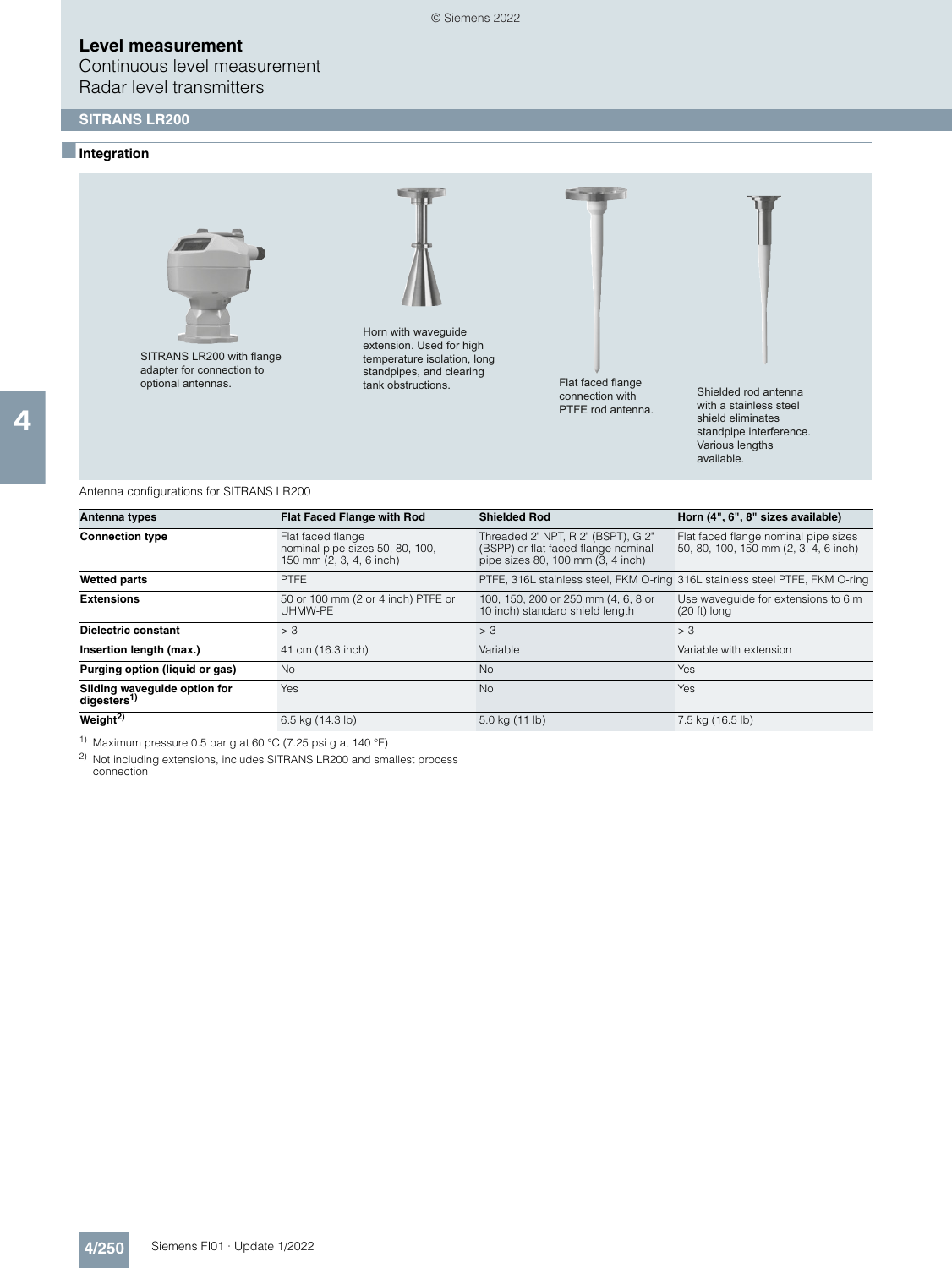# Level measurement

## Continuous level measurement

## Radar level transmitters

### SITRANS LR200

#### Integration

SITRANS LR200 with flange adapter for connection to optional antennas.

Horn with waveguide extension. Used for high temperature isolation, long standpipes, and clearing tank obstructions.

Flat faced flange connection with PTFE rod antenna.

Shielded rod antenna with a stainless steel shield eliminates standpipe interference. Various lengths available.

Antenna configurations for SITRANS LR200

| Antenna types | Flat Faced Flange with Rod | Shielded Rod | Horn (4", 6", 8" sizes available) |
|---|---|---|---|
| **Connection type** | Flat faced flange nominal pipe sizes 50, 80, 100, 150 mm (2, 3, 4, 6 inch) | Threaded 2" NPT, R 2" (BSPT), G 2" (BSPP) or flat faced flange nominal pipe sizes 80, 100 mm (3, 4 inch) | Flat faced flange nominal pipe sizes 50, 80, 100, 150 mm (2, 3, 4, 6 inch) |
| **Wetted parts** | PTFE | PTFE, 316L stainless steel, FKM O-ring | 316L stainless steel PTFE, FKM O-ring |
| **Extensions** | 50 or 100 mm (2 or 4 inch) PTFE or UHMW-PE | 100, 150, 200 or 250 mm (4, 6, 8 or 10 inch) standard shield length | Use waveguide for extensions to 6 m (20 ft) long |
| **Dielectric constant** | > 3 | > 3 | > 3 |
| **Insertion length (max.)** | 41 cm (16.3 inch) | Variable | Variable with extension |
| **Purging option (liquid or gas)** | No | No | Yes |
| **Sliding waveguide option for digesters[1]** | Yes | No | Yes |
| **Weight[2]** | 6.5 kg (14.3 lb) | 5.0 kg (11 lb) | 7.5 kg (16.5 lb) |

[1] Maximum pressure 0.5 bar g at 60 °C (7.25 psi g at 140 °F)

[2] Not including extensions, includes SITRANS LR200 and smallest process connection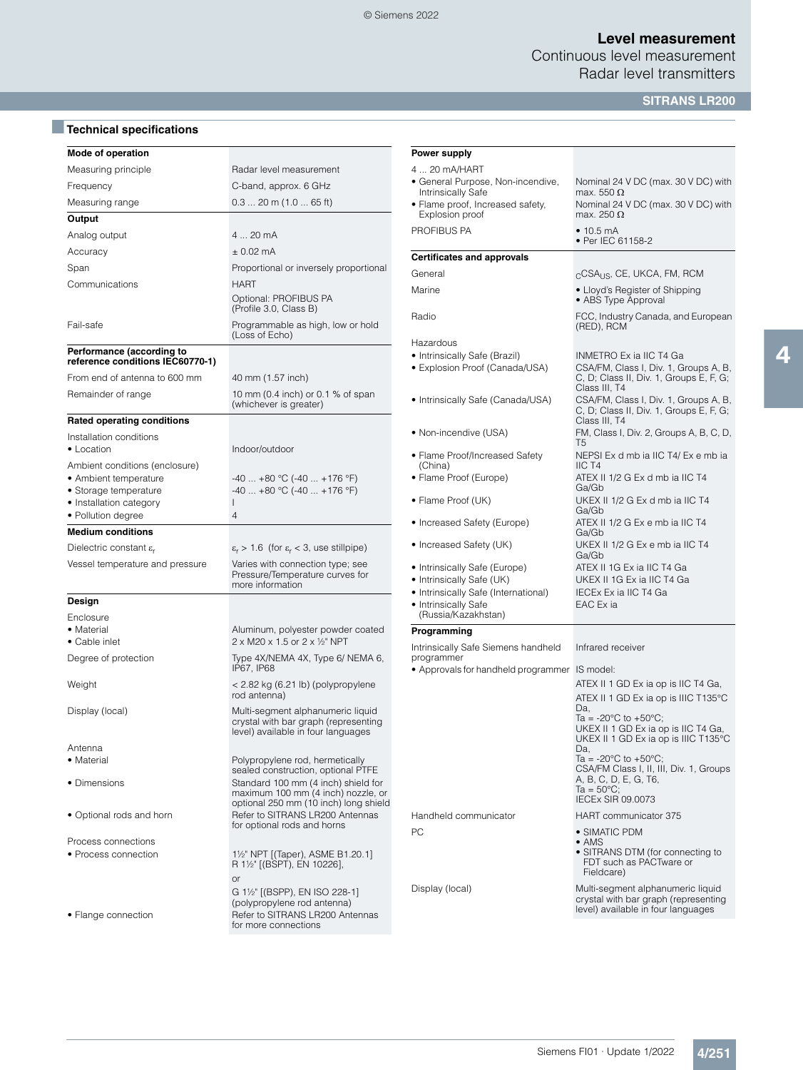## Technical specifications

| Mode of operation | |
|---|---|
| Measuring principle | Radar level measurement |
| Frequency | C-band, approx. 6 GHz |
| Measuring range | 0.3 ... 20 m (1.0 ... 65 ft) |
| **Output** | |
| Analog output | 4 ... 20 mA |
| Accuracy | ± 0.02 mA |
| Span | Proportional or inversely proportional |
| Communications | HART<br>Optional: PROFIBUS PA (Profile 3.0, Class B) |
| Fail-safe | Programmable as high, low or hold (Loss of Echo) |
| **Performance (according to reference conditions IEC60770-1)** | |
| From end of antenna to 600 mm | 40 mm (1.57 inch) |
| Remainder of range | 10 mm (0.4 inch) or 0.1 % of span (whichever is greater) |
| **Rated operating conditions** | |
| Installation conditions | |
| • Location | Indoor/outdoor |
| Ambient conditions (enclosure) | |
| • Ambient temperature | -40 ... +80 °C (-40 ... +176 °F) |
| • Storage temperature | -40 ... +80 °C (-40 ... +176 °F) |
| • Installation category | I |
| • Pollution degree | 4 |
| **Medium conditions** | |
| Dielectric constant $\varepsilon_r$ | $\varepsilon_r > 1.6$ (for $\varepsilon_r < 3$, use stillpipe) |
| Vessel temperature and pressure | Varies with connection type; see Pressure/Temperature curves for more information |
| **Design** | |
| Enclosure | |
| • Material | Aluminum, polyester powder coated |
| • Cable inlet | 2 x M20 x 1.5 or 2 x ½" NPT |
| Degree of protection | Type 4X/NEMA 4X, Type 6/ NEMA 6, IP67, IP68 |
| Weight | < 2.82 kg (6.21 lb) (polypropylene rod antenna) |
| Display (local) | Multi-segment alphanumeric liquid crystal with bar graph (representing level) available in four languages |
| Antenna | |
| • Material | Polypropylene rod, hermetically sealed construction, optional PTFE |
| • Dimensions | Standard 100 mm (4 inch) shield for maximum 100 mm (4 inch) nozzle, or optional 250 mm (10 inch) long shield |
| • Optional rods and horn | Refer to SITRANS LR200 Antennas for optional rods and horns |
| Process connections | |
| • Process connection | 1½" NPT [(Taper), ASME B1.20.1]<br>R 1½" [(BSPT), EN 10226],<br>or<br>G 1½" [(BSPP), EN ISO 228-1] (polypropylene rod antenna) |
| • Flange connection | Refer to SITRANS LR200 Antennas for more connections |

| Power supply | |
|---|---|
| 4 ... 20 mA/HART | |
| • General Purpose, Non-incendive, Intrinsically Safe | Nominal 24 V DC (max. 30 V DC) with max. 550 Ω |
| • Flame proof, Increased safety, Explosion proof | Nominal 24 V DC (max. 30 V DC) with max. 250 Ω |
| PROFIBUS PA | • 10.5 mA<br>• Per IEC 61158-2 |
| **Certificates and approvals** | |
| General | $_C$CSA$_{US}$, CE, UKCA, FM, RCM |
| Marine | • Lloyd's Register of Shipping<br>• ABS Type Approval |
| Radio | FCC, Industry Canada, and European (RED), RCM |
| Hazardous | |
| • Intrinsically Safe (Brazil) | INMETRO Ex ia IIC T4 Ga |
| • Explosion Proof (Canada/USA) | CSA/FM, Class I, Div. 1, Groups A, B, C, D; Class II, Div. 1, Groups E, F, G; Class III, T4 |
| • Intrinsically Safe (Canada/USA) | CSA/FM, Class I, Div. 1, Groups A, B, C, D; Class II, Div. 1, Groups E, F, G; Class III, T4 |
| • Non-incendive (USA) | FM, Class I, Div. 2, Groups A, B, C, D, T5 |
| • Flame Proof/Increased Safety (China) | NEPSI Ex d mb ia IIC T4/ Ex e mb ia IIC T4 |
| • Flame Proof (Europe) | ATEX II 1/2 G Ex d mb ia IIC T4 Ga/Gb |
| • Flame Proof (UK) | UKEX II 1/2 G Ex d mb ia IIC T4 Ga/Gb |
| • Increased Safety (Europe) | ATEX II 1/2 G Ex e mb ia IIC T4 Ga/Gb |
| • Increased Safety (UK) | UKEX II 1/2 G Ex e mb ia IIC T4 Ga/Gb |
| • Intrinsically Safe (Europe) | ATEX II 1G Ex ia IIC T4 Ga |
| • Intrinsically Safe (UK) | UKEX II 1G Ex ia IIC T4 Ga |
| • Intrinsically Safe (International) | IECEx Ex ia IIC T4 Ga |
| • Intrinsically Safe (Russia/Kazakhstan) | EAC Ex ia |
| **Programming** | |
| Intrinsically Safe Siemens handheld programmer | Infrared receiver |
| • Approvals for handheld programmer | IS model:<br>ATEX II 1 GD Ex ia op is IIC T4 Ga,<br>ATEX II 1 GD Ex ia op is IIIC T135°C Da,<br>Ta = -20°C to +50°C;<br>UKEX II 1 GD Ex ia op is IIC T4 Ga,<br>UKEX II 1 GD Ex ia op is IIIC T135°C Da,<br>Ta = -20°C to +50°C;<br>CSA/FM Class I, II, III, Div. 1, Groups A, B, C, D, E, G, T6,<br>Ta = 50°C;<br>IECEx SIR 09.0073 |
| Handheld communicator | HART communicator 375 |
| PC | • SIMATIC PDM<br>• AMS<br>• SITRANS DTM (for connecting to FDT such as PACTware or Fieldcare) |
| Display (local) | Multi-segment alphanumeric liquid crystal with bar graph (representing level) available in four languages |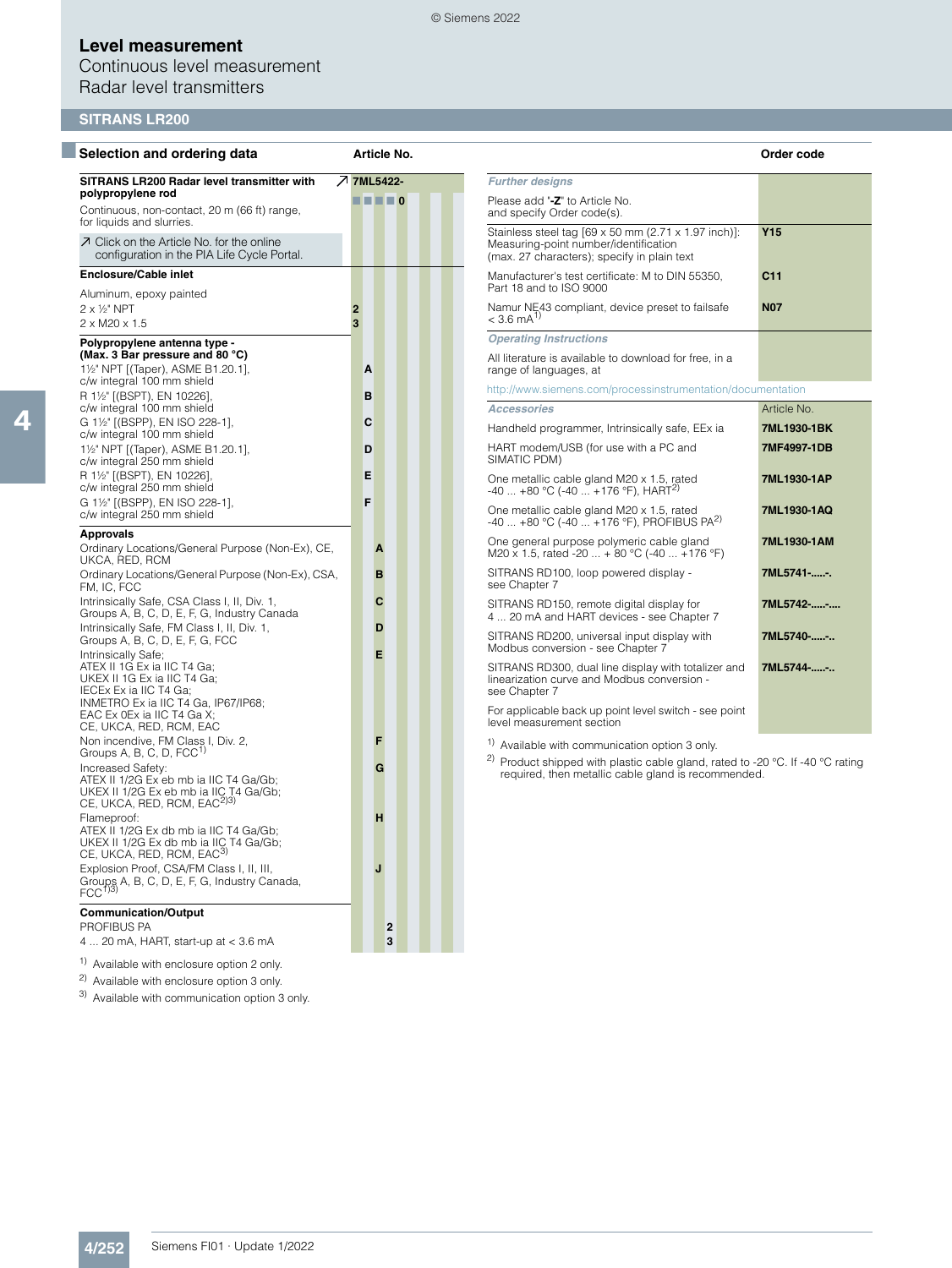# Level measurement

## Continuous level measurement

## Radar level transmitters

## SITRANS LR200

### Selection and ordering data

| | Article No. |
|---|---|
| **SITRANS LR200 Radar level transmitter with polypropylene rod** | ↗ **7ML5422-** |
| Continuous, non-contact, 20 m (66 ft) range, for liquids and slurries. | ■ ■ ■ ■ **0** |
| ↗ Click on the Article No. for the online configuration in the PIA Life Cycle Portal. | |
| **Enclosure/Cable inlet** | |
| Aluminum, epoxy painted | |
| 2 x ½" NPT | **2** |
| 2 x M20 x 1.5 | **3** |
| **Polypropylene antenna type - (Max. 3 Bar pressure and 80 °C)** | |
| 1½" NPT [(Taper), ASME B1.20.1], c/w integral 100 mm shield | **A** |
| R 1½" [(BSPT), EN 10226], c/w integral 100 mm shield | **B** |
| G 1½" [(BSPP), EN ISO 228-1], c/w integral 100 mm shield | **C** |
| 1½" NPT [(Taper), ASME B1.20.1], c/w integral 250 mm shield | **D** |
| R 1½" [(BSPT), EN 10226], c/w integral 250 mm shield | **E** |
| G 1½" [(BSPP), EN ISO 228-1], c/w integral 250 mm shield | **F** |
| **Approvals** | |
| Ordinary Locations/General Purpose (Non-Ex), CE, UKCA, RED, RCM | **A** |
| Ordinary Locations/General Purpose (Non-Ex), CSA, FM, IC, FCC | **B** |
| Intrinsically Safe, CSA Class I, II, Div. 1, Groups A, B, C, D, E, F, G, Industry Canada | **C** |
| Intrinsically Safe, FM Class I, II, Div. 1, Groups A, B, C, D, E, F, G, FCC | **D** |
| Intrinsically Safe; ATEX II 1G Ex ia IIC T4 Ga; UKEX II 1G Ex ia IIC T4 Ga; IECEx Ex ia IIC T4 Ga; INMETRO Ex ia IIC T4 Ga, IP67/IP68; EAC Ex 0Ex ia IIC T4 Ga X; CE, UKCA, RED, RCM, EAC | **E** |
| Non incendive, FM Class I, Div. 2, Groups A, B, C, D, FCC[1] | **F** |
| Increased Safety: ATEX II 1/2G Ex eb mb ia IIC T4 Ga/Gb; UKEX II 1/2G Ex eb mb ia IIC T4 Ga/Gb; CE, UKCA, RED, RCM, EAC[2)3)] | **G** |
| Flameproof: ATEX II 1/2G Ex db mb ia IIC T4 Ga/Gb; UKEX II 1/2G Ex db mb ia IIC T4 Ga/Gb; CE, UKCA, RED, RCM, EAC[3] | **H** |
| Explosion Proof, CSA/FM Class I, II, III, Groups A, B, C, D, E, F, G, Industry Canada, FCC[1)3)] | **J** |
| **Communication/Output** | |
| PROFIBUS PA | **2** |
| 4 ... 20 mA, HART, start-up at < 3.6 mA | **3** |

[1] Available with enclosure option 2 only.

[2] Available with enclosure option 3 only.

[3] Available with communication option 3 only.

| | Order code |
|---|---|
| ***Further designs*** | |
| Please add "**-Z**" to Article No. and specify Order code(s). | |
| Stainless steel tag [69 x 50 mm (2.71 x 1.97 inch)]: Measuring-point number/identification (max. 27 characters); specify in plain text | **Y15** |
| Manufacturer's test certificate: M to DIN 55350, Part 18 and to ISO 9000 | **C11** |
| Namur NE43 compliant, device preset to failsafe < 3.6 mA[1] | **N07** |
| ***Operating Instructions*** | |
| All literature is available to download for free, in a range of languages, at | |
| http://www.siemens.com/processinstrumentation/documentation | |

| ***Accessories*** | Article No. |
|---|---|
| Handheld programmer, Intrinsically safe, EEx ia | **7ML1930-1BK** |
| HART modem/USB (for use with a PC and SIMATIC PDM) | **7MF4997-1DB** |
| One metallic cable gland M20 x 1.5, rated -40 ... +80 °C (-40 ... +176 °F), HART[2] | **7ML1930-1AP** |
| One metallic cable gland M20 x 1.5, rated -40 ... +80 °C (-40 ... +176 °F), PROFIBUS PA[2] | **7ML1930-1AQ** |
| One general purpose polymeric cable gland M20 x 1.5, rated -20 ... + 80 °C (-40 ... +176 °F) | **7ML1930-1AM** |
| SITRANS RD100, loop powered display - see Chapter 7 | **7ML5741-.....-.** |
| SITRANS RD150, remote digital display for 4 ... 20 mA and HART devices - see Chapter 7 | **7ML5742-.....-....** |
| SITRANS RD200, universal input display with Modbus conversion - see Chapter 7 | **7ML5740-.....-..** |
| SITRANS RD300, dual line display with totalizer and linearization curve and Modbus conversion - see Chapter 7 | **7ML5744-.....-..** |
| For applicable back up point level switch - see point level measurement section | |

[1] Available with communication option 3 only.

[2] Product shipped with plastic cable gland, rated to -20 °C. If -40 °C rating required, then metallic cable gland is recommended.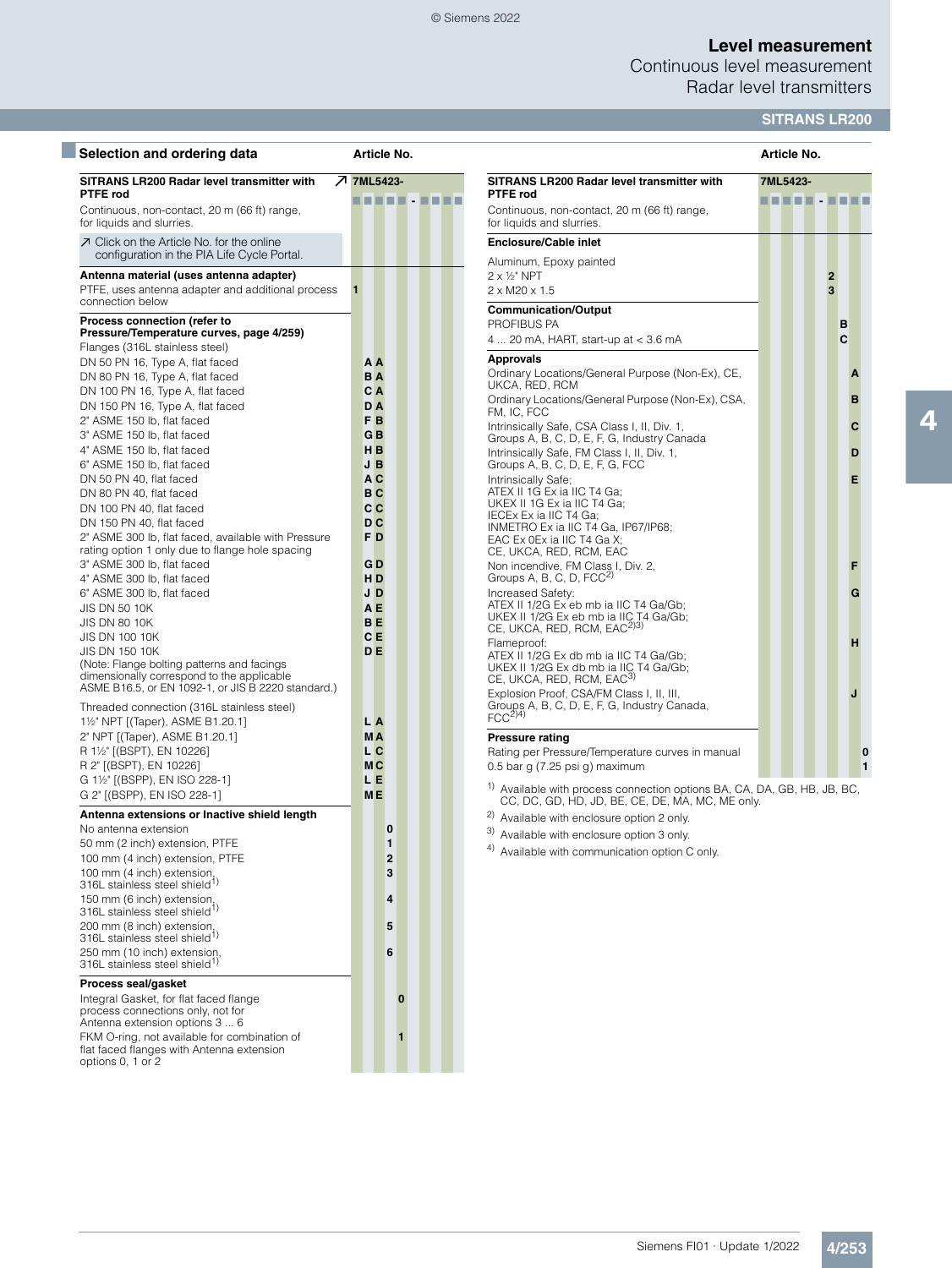## Selection and ordering data

| SITRANS LR200 Radar level transmitter with PTFE rod | Article No. |
|---|---|
| Continuous, non-contact, 20 m (66 ft) range, for liquids and slurries. | 7ML5423- ■■■■■ - ■■■■ |
| ↗ Click on the Article No. for the online configuration in the PIA Life Cycle Portal. | |
| **Antenna material (uses antenna adapter)** | |
| PTFE, uses antenna adapter and additional process connection below | 1 |
| **Process connection (refer to Pressure/Temperature curves, page 4/259)** | |
| Flanges (316L stainless steel) | |
| DN 50 PN 16, Type A, flat faced | A A |
| DN 80 PN 16, Type A, flat faced | B A |
| DN 100 PN 16, Type A, flat faced | C A |
| DN 150 PN 16, Type A, flat faced | D A |
| 2" ASME 150 lb, flat faced | F B |
| 3" ASME 150 lb, flat faced | G B |
| 4" ASME 150 lb, flat faced | H B |
| 6" ASME 150 lb, flat faced | J B |
| DN 50 PN 40, flat faced | A C |
| DN 80 PN 40, flat faced | B C |
| DN 100 PN 40, flat faced | C C |
| DN 150 PN 40, flat faced | D C |
| 2" ASME 300 lb, flat faced, available with Pressure rating option 1 only due to flange hole spacing | F D |
| 3" ASME 300 lb, flat faced | G D |
| 4" ASME 300 lb, flat faced | H D |
| 6" ASME 300 lb, flat faced | J D |
| JIS DN 50 10K | A E |
| JIS DN 80 10K | B E |
| JIS DN 100 10K | C E |
| JIS DN 150 10K | D E |
| (Note: Flange bolting patterns and facings dimensionally correspond to the applicable ASME B16.5, or EN 1092-1, or JIS B 2220 standard.) | |
| Threaded connection (316L stainless steel) | |
| 1½" NPT [(Taper), ASME B1.20.1] | L A |
| 2" NPT [(Taper), ASME B1.20.1] | M A |
| R 1½" [(BSPT), EN 10226] | L C |
| R 2" [(BSPT), EN 10226] | M C |
| G 1½" [(BSPP), EN ISO 228-1] | L E |
| G 2" [(BSPP), EN ISO 228-1] | M E |
| **Antenna extensions or Inactive shield length** | |
| No antenna extension | 0 |
| 50 mm (2 inch) extension, PTFE | 1 |
| 100 mm (4 inch) extension, PTFE | 2 |
| 100 mm (4 inch) extension, 316L stainless steel shield[1] | 3 |
| 150 mm (6 inch) extension, 316L stainless steel shield[1] | 4 |
| 200 mm (8 inch) extension, 316L stainless steel shield[1] | 5 |
| 250 mm (10 inch) extension, 316L stainless steel shield[1] | 6 |
| **Process seal/gasket** | |
| Integral Gasket, for flat faced flange process connections only, not for Antenna extension options 3 ... 6 | 0 |
| FKM O-ring, not available for combination of flat faced flanges with Antenna extension options 0, 1 or 2 | 1 |

| SITRANS LR200 Radar level transmitter with PTFE rod | Article No. |
|---|---|
| Continuous, non-contact, 20 m (66 ft) range, for liquids and slurries. | 7ML5423- ■■■■■ - ■■■■ |
| **Enclosure/Cable inlet** | |
| Aluminum, Epoxy painted | |
| 2 x ½" NPT | 2 |
| 2 x M20 x 1.5 | 3 |
| **Communication/Output** | |
| PROFIBUS PA | B |
| 4 ... 20 mA, HART, start-up at < 3.6 mA | C |
| **Approvals** | |
| Ordinary Locations/General Purpose (Non-Ex), CE, UKCA, RED, RCM | A |
| Ordinary Locations/General Purpose (Non-Ex), CSA, FM, IC, FCC | B |
| Intrinsically Safe, CSA Class I, II, Div. 1, Groups A, B, C, D, E, F, G, Industry Canada | C |
| Intrinsically Safe, FM Class I, II, Div. 1, Groups A, B, C, D, E, F, G, FCC | D |
| Intrinsically Safe; ATEX II 1G Ex ia IIC T4 Ga; UKEX II 1G Ex ia IIC T4 Ga; IECEx Ex ia IIC T4 Ga; INMETRO Ex ia IIC T4 Ga, IP67/IP68; EAC Ex 0Ex ia IIC T4 Ga X; CE, UKCA, RED, RCM, EAC | E |
| Non incendive, FM Class I, Div. 2, Groups A, B, C, D, FCC[2] | F |
| Increased Safety: ATEX II 1/2G Ex eb mb ia IIC T4 Ga/Gb; UKEX II 1/2G Ex eb mb ia IIC T4 Ga/Gb; CE, UKCA, RED, RCM, EAC[2)3)] | G |
| Flameproof: ATEX II 1/2G Ex db mb ia IIC T4 Ga/Gb; UKEX II 1/2G Ex db mb ia IIC T4 Ga/Gb; CE, UKCA, RED, RCM, EAC[3] | H |
| Explosion Proof, CSA/FM Class I, II, III, Groups A, B, C, D, E, F, G, Industry Canada, FCC[2)4)] | J |
| **Pressure rating** | |
| Rating per Pressure/Temperature curves in manual | 0 |
| 0.5 bar g (7.25 psi g) maximum | 1 |

[1] Available with process connection options BA, CA, DA, GB, HB, JB, BC, CC, DC, GD, HD, JD, BE, CE, DE, MA, MC, ME only.

[2] Available with enclosure option 2 only.

[3] Available with enclosure option 3 only.

[4] Available with communication option C only.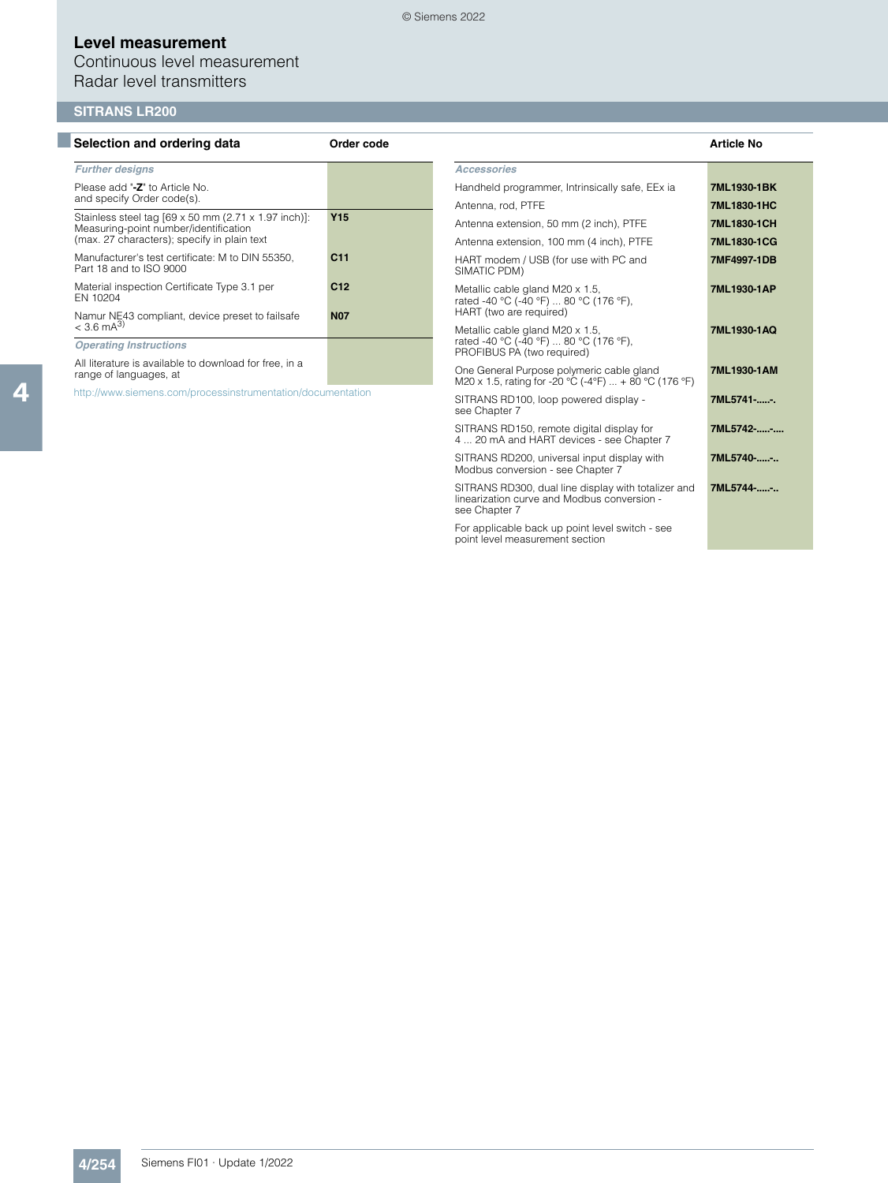# Level measurement

Continuous level measurement

Radar level transmitters

## SITRANS LR200

### Selection and ordering data

| Further designs | Order code |
|---|---|
| Please add "**-Z**" to Article No. and specify Order code(s). | |
| Stainless steel tag [69 x 50 mm (2.71 x 1.97 inch)]: Measuring-point number/identification (max. 27 characters); specify in plain text | **Y15** |
| Manufacturer's test certificate: M to DIN 55350, Part 18 and to ISO 9000 | **C11** |
| Material inspection Certificate Type 3.1 per EN 10204 | **C12** |
| Namur NE43 compliant, device preset to failsafe < 3.6 mA[3] | **N07** |
| ***Operating Instructions*** | |
| All literature is available to download for free, in a range of languages, at | |

http://www.siemens.com/processinstrumentation/documentation

| Accessories | Article No |
|---|---|
| Handheld programmer, Intrinsically safe, EEx ia | **7ML1930-1BK** |
| Antenna, rod, PTFE | **7ML1830-1HC** |
| Antenna extension, 50 mm (2 inch), PTFE | **7ML1830-1CH** |
| Antenna extension, 100 mm (4 inch), PTFE | **7ML1830-1CG** |
| HART modem / USB (for use with PC and SIMATIC PDM) | **7MF4997-1DB** |
| Metallic cable gland M20 x 1.5, rated -40 °C (-40 °F) ... 80 °C (176 °F), HART (two are required) | **7ML1930-1AP** |
| Metallic cable gland M20 x 1.5, rated -40 °C (-40 °F) ... 80 °C (176 °F), PROFIBUS PA (two required) | **7ML1930-1AQ** |
| One General Purpose polymeric cable gland M20 x 1.5, rating for -20 °C (-4°F) ... + 80 °C (176 °F) | **7ML1930-1AM** |
| SITRANS RD100, loop powered display - see Chapter 7 | **7ML5741-.....-.** |
| SITRANS RD150, remote digital display for 4 ... 20 mA and HART devices - see Chapter 7 | **7ML5742-.....-....** |
| SITRANS RD200, universal input display with Modbus conversion - see Chapter 7 | **7ML5740-.....-..** |
| SITRANS RD300, dual line display with totalizer and linearization curve and Modbus conversion - see Chapter 7 | **7ML5744-.....-..** |
| For applicable back up point level switch - see point level measurement section | |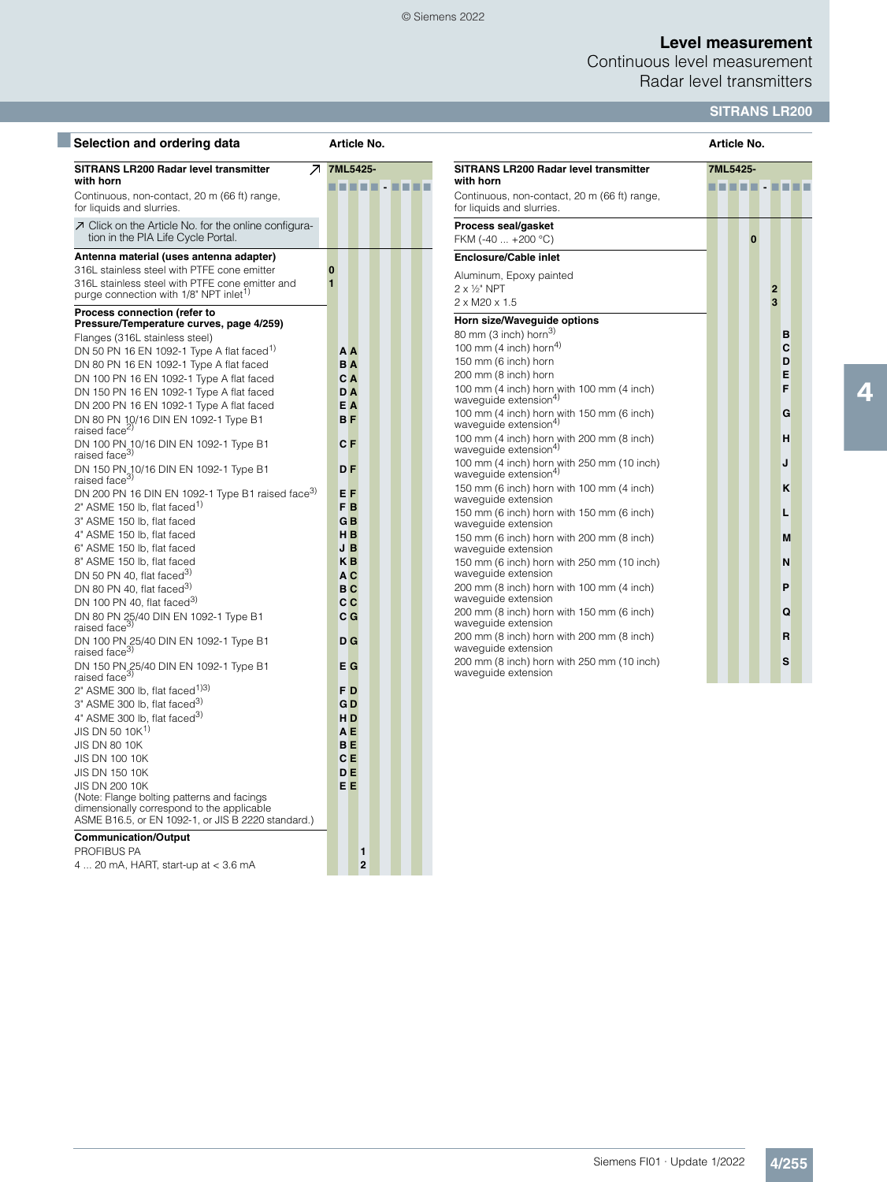## Selection and ordering data

| | Article No. |
|---|---|
| **SITRANS LR200 Radar level transmitter with horn** ↗ | **7ML5425-** |
| Continuous, non-contact, 20 m (66 ft) range, for liquids and slurries. | ■■■■■ - ■■■■ |
| ↗ Click on the Article No. for the online configuration in the PIA Life Cycle Portal. | |
| **Antenna material (uses antenna adapter)** | |
| 316L stainless steel with PTFE cone emitter | 0 |
| 316L stainless steel with PTFE cone emitter and purge connection with 1/8" NPT inlet[1] | 1 |
| **Process connection (refer to Pressure/Temperature curves, page 4/259)** | |
| Flanges (316L stainless steel) | |
| DN 50 PN 16 EN 1092-1 Type A flat faced[1] | A A |
| DN 80 PN 16 EN 1092-1 Type A flat faced | B A |
| DN 100 PN 16 EN 1092-1 Type A flat faced | C A |
| DN 150 PN 16 EN 1092-1 Type A flat faced | D A |
| DN 200 PN 16 EN 1092-1 Type A flat faced | E A |
| DN 80 PN 10/16 DIN EN 1092-1 Type B1 raised face[2] | B F |
| DN 100 PN 10/16 DIN EN 1092-1 Type B1 raised face[3] | C F |
| DN 150 PN 10/16 DIN EN 1092-1 Type B1 raised face[3] | D F |
| DN 200 PN 16 DIN EN 1092-1 Type B1 raised face[3] | E F |
| 2" ASME 150 lb, flat faced[1] | F B |
| 3" ASME 150 lb, flat faced | G B |
| 4" ASME 150 lb, flat faced | H B |
| 6" ASME 150 lb, flat faced | J B |
| 8" ASME 150 lb, flat faced | K B |
| DN 50 PN 40, flat faced[3] | A C |
| DN 80 PN 40, flat faced[3] | B C |
| DN 100 PN 40, flat faced[3] | C C |
| DN 80 PN 25/40 DIN EN 1092-1 Type B1 raised face[3] | C G |
| DN 100 PN 25/40 DIN EN 1092-1 Type B1 raised face[3] | D G |
| DN 150 PN 25/40 DIN EN 1092-1 Type B1 raised face[3] | E G |
| 2" ASME 300 lb, flat faced[1)3)] | F D |
| 3" ASME 300 lb, flat faced[3] | G D |
| 4" ASME 300 lb, flat faced[3] | H D |
| JIS DN 50 10K[1] | A E |
| JIS DN 80 10K | B E |
| JIS DN 100 10K | C E |
| JIS DN 150 10K | D E |
| JIS DN 200 10K | E E |
| (Note: Flange bolting patterns and facings dimensionally correspond to the applicable ASME B16.5, or EN 1092-1, or JIS B 2220 standard.) | |
| **Communication/Output** | |
| PROFIBUS PA | 1 |
| 4 ... 20 mA, HART, start-up at < 3.6 mA | 2 |

| | Article No. |
|---|---|
| **SITRANS LR200 Radar level transmitter with horn** | **7ML5425-** |
| Continuous, non-contact, 20 m (66 ft) range, for liquids and slurries. | ■■■■■ - ■■■■ |
| **Process seal/gasket** | |
| FKM (-40 ... +200 °C) | 0 |
| **Enclosure/Cable inlet** | |
| Aluminum, Epoxy painted | |
| 2 x ½" NPT | 2 |
| 2 x M20 x 1.5 | 3 |
| **Horn size/Waveguide options** | |
| 80 mm (3 inch) horn[3] | B |
| 100 mm (4 inch) horn[4] | C |
| 150 mm (6 inch) horn | D |
| 200 mm (8 inch) horn | E |
| 100 mm (4 inch) horn with 100 mm (4 inch) waveguide extension[4] | F |
| 100 mm (4 inch) horn with 150 mm (6 inch) waveguide extension[4] | G |
| 100 mm (4 inch) horn with 200 mm (8 inch) waveguide extension[4] | H |
| 100 mm (4 inch) horn with 250 mm (10 inch) waveguide extension[4] | J |
| 150 mm (6 inch) horn with 100 mm (4 inch) waveguide extension | K |
| 150 mm (6 inch) horn with 150 mm (6 inch) waveguide extension | L |
| 150 mm (6 inch) horn with 200 mm (8 inch) waveguide extension | M |
| 150 mm (6 inch) horn with 250 mm (10 inch) waveguide extension | N |
| 200 mm (8 inch) horn with 100 mm (4 inch) waveguide extension | P |
| 200 mm (8 inch) horn with 150 mm (6 inch) waveguide extension | Q |
| 200 mm (8 inch) horn with 200 mm (8 inch) waveguide extension | R |
| 200 mm (8 inch) horn with 250 mm (10 inch) waveguide extension | S |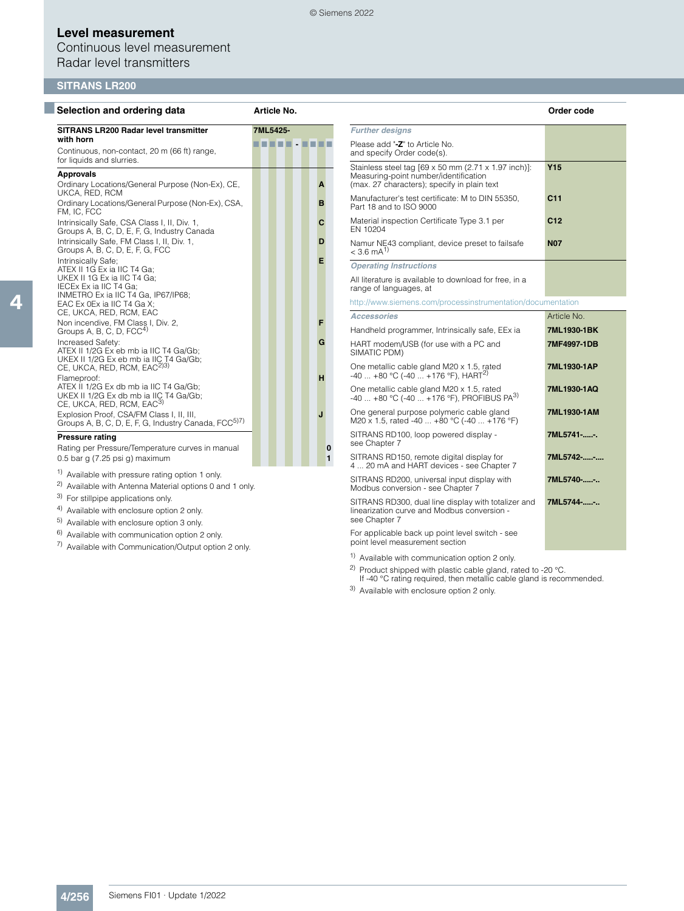# Level measurement

Continuous level measurement

Radar level transmitters

## SITRANS LR200

### Selection and ordering data

| Selection and ordering data | Article No. |
|---|---|
| **SITRANS LR200 Radar level transmitter with horn** | **7ML5425-** |
| Continuous, non-contact, 20 m (66 ft) range, for liquids and slurries. | ■■■■■ - ■■■■ |
| **Approvals** | |
| Ordinary Locations/General Purpose (Non-Ex), CE, UKCA, RED, RCM | A |
| Ordinary Locations/General Purpose (Non-Ex), CSA, FM, IC, FCC | B |
| Intrinsically Safe, CSA Class I, II, Div. 1, Groups A, B, C, D, E, F, G, Industry Canada | C |
| Intrinsically Safe, FM Class I, II, Div. 1, Groups A, B, C, D, E, F, G, FCC | D |
| Intrinsically Safe; ATEX II 1G Ex ia IIC T4 Ga; UKEX II 1G Ex ia IIC T4 Ga; IECEx Ex ia IIC T4 Ga; INMETRO Ex ia IIC T4 Ga, IP67/IP68; EAC Ex 0Ex ia IIC T4 Ga X; CE, UKCA, RED, RCM, EAC | E |
| Non incendive, FM Class I, Div. 2, Groups A, B, C, D, FCC[4] | F |
| Increased Safety: ATEX II 1/2G Ex eb mb ia IIC T4 Ga/Gb; UKEX II 1/2G Ex eb mb ia IIC T4 Ga/Gb; CE, UKCA, RED, RCM, EAC[2)3)] | G |
| Flameproof: ATEX II 1/2G Ex db mb ia IIC T4 Ga/Gb; UKEX II 1/2G Ex db mb ia IIC T4 Ga/Gb; CE, UKCA, RED, RCM, EAC[3] | H |
| Explosion Proof, CSA/FM Class I, II, III, Groups A, B, C, D, E, F, G, Industry Canada, FCC[5)7)] | J |
| **Pressure rating** | |
| Rating per Pressure/Temperature curves in manual | 0 |
| 0.5 bar g (7.25 psi g) maximum | 1 |

1) Available with pressure rating option 1 only.
2) Available with Antenna Material options 0 and 1 only.
3) For stillpipe applications only.
4) Available with enclosure option 2 only.
5) Available with enclosure option 3 only.
6) Available with communication option 2 only.
7) Available with Communication/Output option 2 only.

| Further designs | Order code |
|---|---|
| Please add "**-Z**" to Article No. and specify Order code(s). | |
| Stainless steel tag [69 x 50 mm (2.71 x 1.97 inch)]: Measuring-point number/identification (max. 27 characters); specify in plain text | **Y15** |
| Manufacturer's test certificate: M to DIN 55350, Part 18 and to ISO 9000 | **C11** |
| Material inspection Certificate Type 3.1 per EN 10204 | **C12** |
| Namur NE43 compliant, device preset to failsafe < 3.6 mA[1] | **N07** |

*Operating Instructions*

All literature is available to download for free, in a range of languages, at

http://www.siemens.com/processinstrumentation/documentation

| *Accessories* | Article No. |
|---|---|
| Handheld programmer, Intrinsically safe, EEx ia | **7ML1930-1BK** |
| HART modem/USB (for use with a PC and SIMATIC PDM) | **7MF4997-1DB** |
| One metallic cable gland M20 x 1.5, rated -40 ... +80 °C (-40 ... +176 °F), HART[2] | **7ML1930-1AP** |
| One metallic cable gland M20 x 1.5, rated -40 ... +80 °C (-40 ... +176 °F), PROFIBUS PA[3] | **7ML1930-1AQ** |
| One general purpose polymeric cable gland M20 x 1.5, rated -40 ... +80 °C (-40 ... +176 °F) | **7ML1930-1AM** |
| SITRANS RD100, loop powered display - see Chapter 7 | **7ML5741-.....-.** |
| SITRANS RD150, remote digital display for 4 ... 20 mA and HART devices - see Chapter 7 | **7ML5742-.....-....** |
| SITRANS RD200, universal input display with Modbus conversion - see Chapter 7 | **7ML5740-.....-..** |
| SITRANS RD300, dual line display with totalizer and linearization curve and Modbus conversion - see Chapter 7 | **7ML5744-.....-..** |
| For applicable back up point level switch - see point level measurement section | |

1) Available with communication option 2 only.
2) Product shipped with plastic cable gland, rated to -20 °C. If -40 °C rating required, then metallic cable gland is recommended.
3) Available with enclosure option 2 only.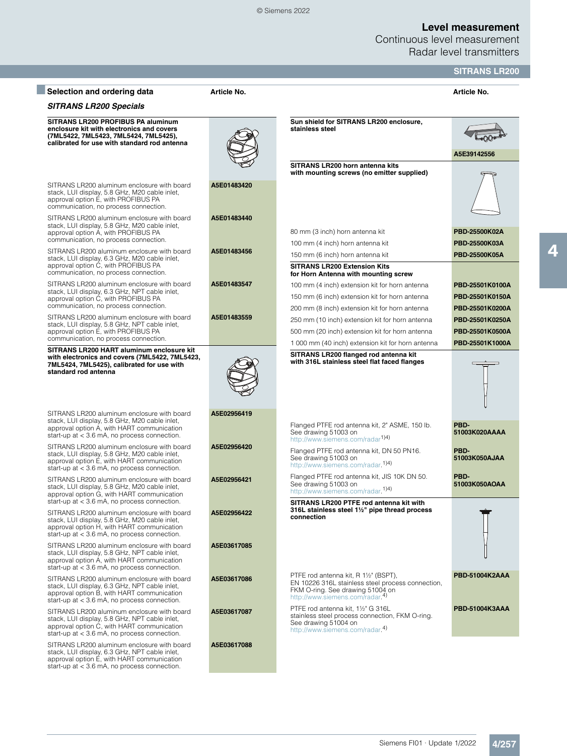## Selection and ordering data

### SITRANS LR200 Specials

| | Article No. |
|---|---|
| **SITRANS LR200 PROFIBUS PA aluminum enclosure kit with electronics and covers (7ML5422, 7ML5423, 7ML5424, 7ML5425), calibrated for use with standard rod antenna** | |
| SITRANS LR200 aluminum enclosure with board stack, LUI display, 5.8 GHz, M20 cable inlet, approval option E, with PROFIBUS PA communication, no process connection. | A5E01483420 |
| SITRANS LR200 aluminum enclosure with board stack, LUI display, 5.8 GHz, M20 cable inlet, approval option A, with PROFIBUS PA communication, no process connection. | A5E01483440 |
| SITRANS LR200 aluminum enclosure with board stack, LUI display, 6.3 GHz, M20 cable inlet, approval option C, with PROFIBUS PA communication, no process connection. | A5E01483456 |
| SITRANS LR200 aluminum enclosure with board stack, LUI display, 6.3 GHz, NPT cable inlet, approval option C, with PROFIBUS PA communication, no process connection. | A5E01483547 |
| SITRANS LR200 aluminum enclosure with board stack, LUI display, 5.8 GHz, NPT cable inlet, approval option E, with PROFIBUS PA communication, no process connection. | A5E01483559 |
| **SITRANS LR200 HART aluminum enclosure kit with electronics and covers (7ML5422, 7ML5423, 7ML5424, 7ML5425), calibrated for use with standard rod antenna** | |
| SITRANS LR200 aluminum enclosure with board stack, LUI display, 5.8 GHz, M20 cable inlet, approval option A, with HART communication start-up at < 3.6 mA, no process connection. | A5E02956419 |
| SITRANS LR200 aluminum enclosure with board stack, LUI display, 5.8 GHz, M20 cable inlet, approval option E, with HART communication start-up at < 3.6 mA, no process connection. | A5E02956420 |
| SITRANS LR200 aluminum enclosure with board stack, LUI display, 5.8 GHz, M20 cable inlet, approval option G, with HART communication start-up at < 3.6 mA, no process connection. | A5E02956421 |
| SITRANS LR200 aluminum enclosure with board stack, LUI display, 5.8 GHz, M20 cable inlet, approval option H, with HART communication start-up at < 3.6 mA, no process connection. | A5E02956422 |
| SITRANS LR200 aluminum enclosure with board stack, LUI display, 5.8 GHz, NPT cable inlet, approval option A, with HART communication start-up at < 3.6 mA, no process connection. | A5E03617085 |
| SITRANS LR200 aluminum enclosure with board stack, LUI display, 6.3 GHz, NPT cable inlet, approval option B, with HART communication start-up at < 3.6 mA, no process connection. | A5E03617086 |
| SITRANS LR200 aluminum enclosure with board stack, LUI display, 5.8 GHz, NPT cable inlet, approval option C, with HART communication start-up at < 3.6 mA, no process connection. | A5E03617087 |
| SITRANS LR200 aluminum enclosure with board stack, LUI display, 6.3 GHz, NPT cable inlet, approval option E, with HART communication start-up at < 3.6 mA, no process connection. | A5E03617088 |

| | Article No. |
|---|---|
| **Sun shield for SITRANS LR200 enclosure, stainless steel** | A5E39142556 |
| **SITRANS LR200 horn antenna kits with mounting screws (no emitter supplied)** | |
| 80 mm (3 inch) horn antenna kit | PBD-25500K02A |
| 100 mm (4 inch) horn antenna kit | PBD-25500K03A |
| 150 mm (6 inch) horn antenna kit | PBD-25500K05A |
| **SITRANS LR200 Extension Kits for Horn Antenna with mounting screw** | |
| 100 mm (4 inch) extension kit for horn antenna | PBD-25501K0100A |
| 150 mm (6 inch) extension kit for horn antenna | PBD-25501K0150A |
| 200 mm (8 inch) extension kit for horn antenna | PBD-25501K0200A |
| 250 mm (10 inch) extension kit for horn antenna | PBD-25501K0250A |
| 500 mm (20 inch) extension kit for horn antenna | PBD-25501K0500A |
| 1 000 mm (40 inch) extension kit for horn antenna | PBD-25501K1000A |
| **SITRANS LR200 flanged rod antenna kit with 316L stainless steel flat faced flanges** | |
| Flanged PTFE rod antenna kit, 2" ASME, 150 lb. See drawing 51003 on http://www.siemens.com/radar[1)4)] | PBD-51003K020AAAA |
| Flanged PTFE rod antenna kit, DN 50 PN16. See drawing 51003 on http://www.siemens.com/radar.[1)4)] | PBD-51003K050AJAA |
| Flanged PTFE rod antenna kit, JIS 10K DN 50. See drawing 51003 on http://www.siemens.com/radar.[1)4)] | PBD-51003K050AOAA |
| **SITRANS LR200 PTFE rod antenna kit with 316L stainless steel 1½" pipe thread process connection** | |
| PTFE rod antenna kit, R 1½" (BSPT), EN 10226 316L stainless steel process connection, FKM O-ring. See drawing 51004 on http://www.siemens.com/radar.[4)] | PBD-51004K2AAA |
| PTFE rod antenna kit, 1½" G 316L stainless steel process connection, FKM O-ring. See drawing 51004 on http://www.siemens.com/radar.[4)] | PBD-51004K3AAA |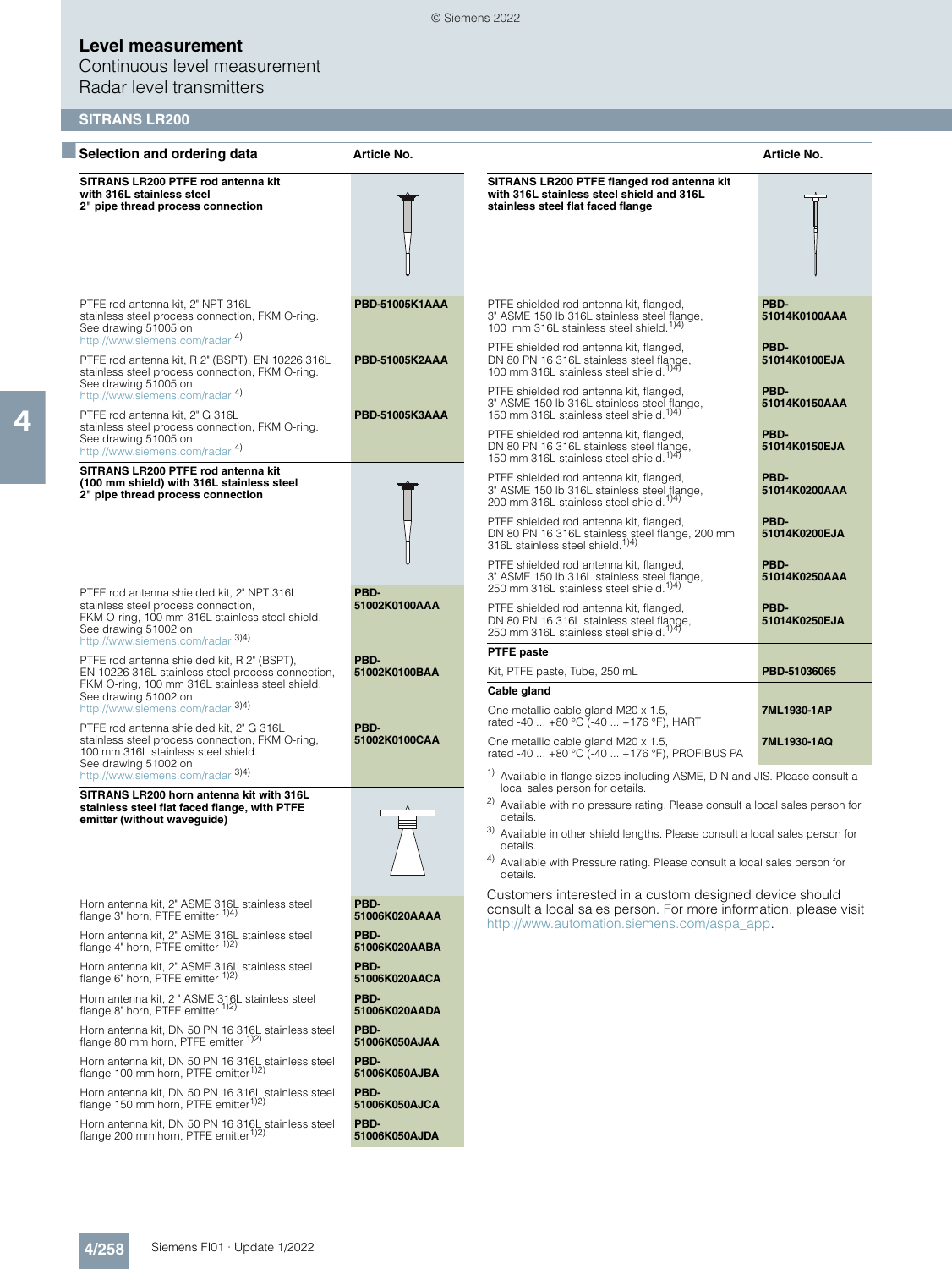# Level measurement

Continuous level measurement

Radar level transmitters

## SITRANS LR200

### Selection and ordering data

| | Article No. |
|---|---|
| **SITRANS LR200 PTFE rod antenna kit with 316L stainless steel 2" pipe thread process connection** | |
| PTFE rod antenna kit, 2" NPT 316L stainless steel process connection, FKM O-ring. See drawing 51005 on http://www.siemens.com/radar.[4] | PBD-51005K1AAA |
| PTFE rod antenna kit, R 2" (BSPT), EN 10226 316L stainless steel process connection, FKM O-ring. See drawing 51005 on http://www.siemens.com/radar.[4] | PBD-51005K2AAA |
| PTFE rod antenna kit, 2" G 316L stainless steel process connection, FKM O-ring. See drawing 51005 on http://www.siemens.com/radar.[4] | PBD-51005K3AAA |
| **SITRANS LR200 PTFE rod antenna kit (100 mm shield) with 316L stainless steel 2" pipe thread process connection** | |
| PTFE rod antenna shielded kit, 2" NPT 316L stainless steel process connection, FKM O-ring, 100 mm 316L stainless steel shield. See drawing 51002 on http://www.siemens.com/radar.[3)4)] | PBD-51002K0100AAA |
| PTFE rod antenna shielded kit, R 2" (BSPT), EN 10226 316L stainless steel process connection, FKM O-ring, 100 mm 316L stainless steel shield. See drawing 51002 on http://www.siemens.com/radar.[3)4)] | PBD-51002K0100BAA |
| PTFE rod antenna shielded kit, 2" G 316L stainless steel process connection, FKM O-ring, 100 mm 316L stainless steel shield. See drawing 51002 on http://www.siemens.com/radar.[3)4)] | PBD-51002K0100CAA |
| **SITRANS LR200 horn antenna kit with 316L stainless steel flat faced flange, with PTFE emitter (without waveguide)** | |
| Horn antenna kit, 2" ASME 316L stainless steel flange 3" horn, PTFE emitter [1)4)] | PBD-51006K020AAAA |
| Horn antenna kit, 2" ASME 316L stainless steel flange 4" horn, PTFE emitter [1)2)] | PBD-51006K020AABA |
| Horn antenna kit, 2" ASME 316L stainless steel flange 6" horn, PTFE emitter [1)2)] | PBD-51006K020AACA |
| Horn antenna kit, 2 " ASME 316L stainless steel flange 8" horn, PTFE emitter [1)2)] | PBD-51006K020AADA |
| Horn antenna kit, DN 50 PN 16 316L stainless steel flange 80 mm horn, PTFE emitter [1)2)] | PBD-51006K050AJAA |
| Horn antenna kit, DN 50 PN 16 316L stainless steel flange 100 mm horn, PTFE emitter[1)2)] | PBD-51006K050AJBA |
| Horn antenna kit, DN 50 PN 16 316L stainless steel flange 150 mm horn, PTFE emitter[1)2)] | PBD-51006K050AJCA |
| Horn antenna kit, DN 50 PN 16 316L stainless steel flange 200 mm horn, PTFE emitter[1)2)] | PBD-51006K050AJDA |

| | Article No. |
|---|---|
| **SITRANS LR200 PTFE flanged rod antenna kit with 316L stainless steel shield and 316L stainless steel flat faced flange** | |
| PTFE shielded rod antenna kit, flanged, 3" ASME 150 lb 316L stainless steel flange, 100 mm 316L stainless steel shield.[1)4)] | PBD-51014K0100AAA |
| PTFE shielded rod antenna kit, flanged, DN 80 PN 16 316L stainless steel flange, 100 mm 316L stainless steel shield.[1)4)] | PBD-51014K0100EJA |
| PTFE shielded rod antenna kit, flanged, 3" ASME 150 lb 316L stainless steel flange, 150 mm 316L stainless steel shield.[1)4)] | PBD-51014K0150AAA |
| PTFE shielded rod antenna kit, flanged, DN 80 PN 16 316L stainless steel flange, 150 mm 316L stainless steel shield.[1)4)] | PBD-51014K0150EJA |
| PTFE shielded rod antenna kit, flanged, 3" ASME 150 lb 316L stainless steel flange, 200 mm 316L stainless steel shield.[1)4)] | PBD-51014K0200AAA |
| PTFE shielded rod antenna kit, flanged, DN 80 PN 16 316L stainless steel flange, 200 mm 316L stainless steel shield.[1)4)] | PBD-51014K0200EJA |
| PTFE shielded rod antenna kit, flanged, 3" ASME 150 lb 316L stainless steel flange, 250 mm 316L stainless steel shield.[1)4)] | PBD-51014K0250AAA |
| PTFE shielded rod antenna kit, flanged, DN 80 PN 16 316L stainless steel flange, 250 mm 316L stainless steel shield.[1)4)] | PBD-51014K0250EJA |
| **PTFE paste** | |
| Kit, PTFE paste, Tube, 250 mL | PBD-51036065 |
| **Cable gland** | |
| One metallic cable gland M20 x 1.5, rated -40 ... +80 °C (-40 ... +176 °F), HART | 7ML1930-1AP |
| One metallic cable gland M20 x 1.5, rated -40 ... +80 °C (-40 ... +176 °F), PROFIBUS PA | 7ML1930-1AQ |

[1] Available in flange sizes including ASME, DIN and JIS. Please consult a local sales person for details.

[2] Available with no pressure rating. Please consult a local sales person for details.

[3] Available in other shield lengths. Please consult a local sales person for details.

[4] Available with Pressure rating. Please consult a local sales person for details.

Customers interested in a custom designed device should consult a local sales person. For more information, please visit http://www.automation.siemens.com/aspa_app.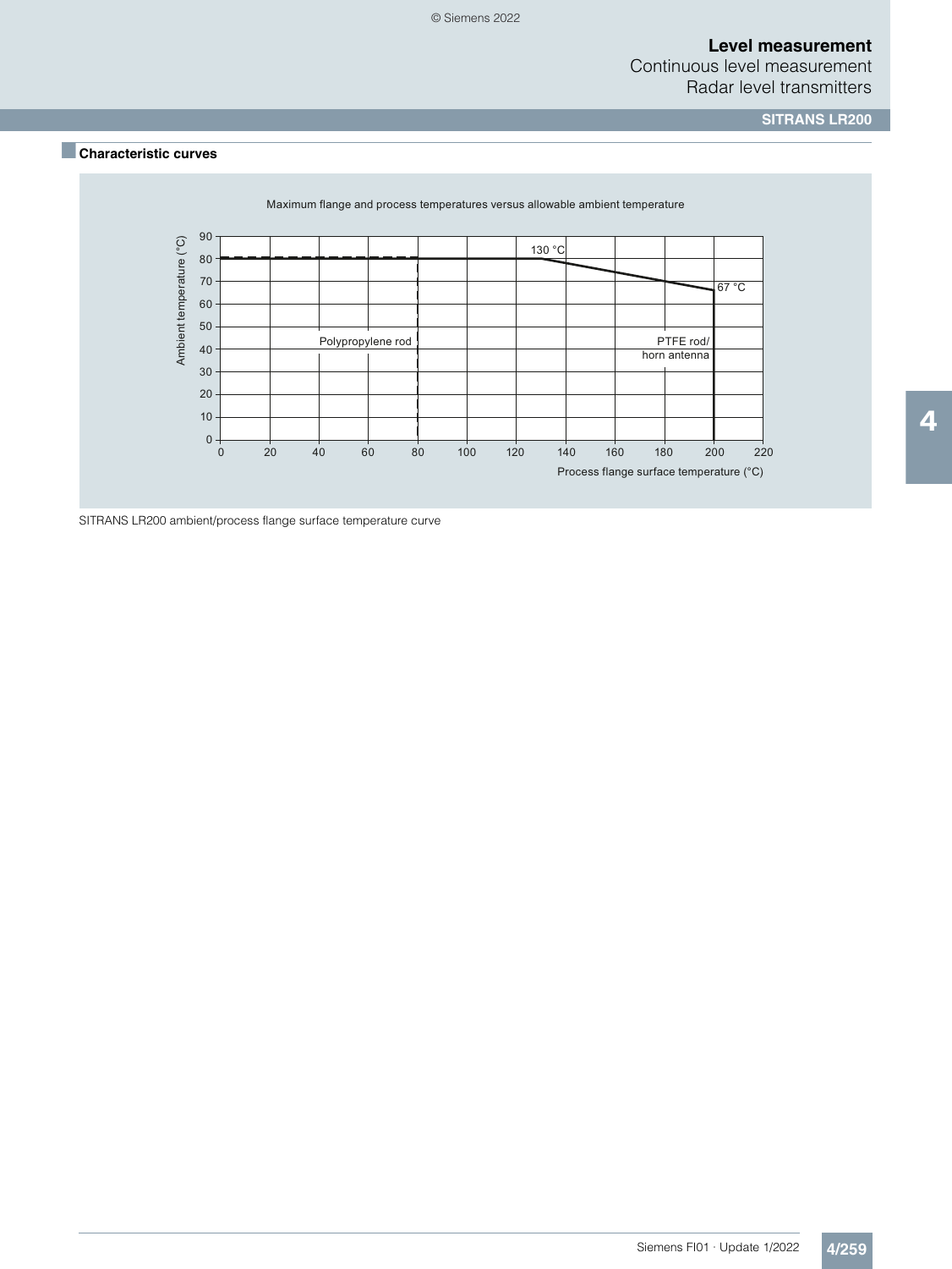## Characteristic curves

Maximum flange and process temperatures versus allowable ambient temperature

Ambient temperature (°C)

90
80
70
60
50
40
30
20
10
0

130 °C

67 °C

Polypropylene rod

PTFE rod/
horn antenna

0 20 40 60 80 100 120 140 160 180 200 220

Process flange surface temperature (°C)

SITRANS LR200 ambient/process flange surface temperature curve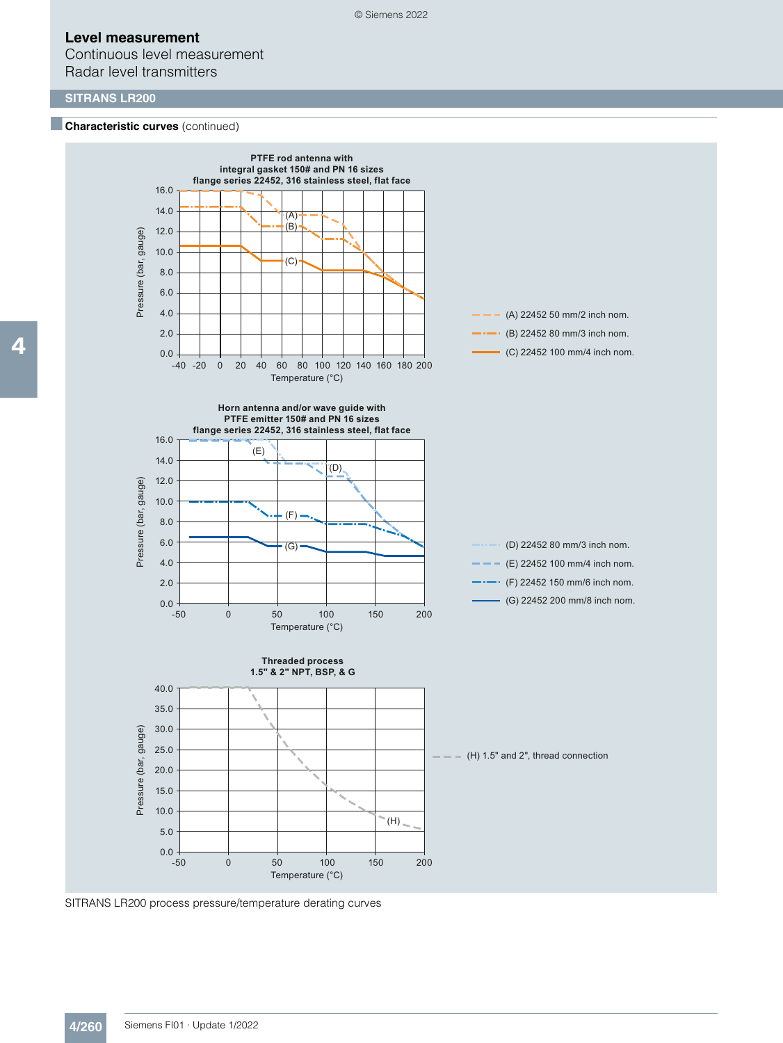# Level measurement

Continuous level measurement

Radar level transmitters

## SITRANS LR200

### Characteristic curves (continued)

**PTFE rod antenna with integral gasket 150# and PN 16 sizes flange series 22452, 316 stainless steel, flat face**

- (A) 22452 50 mm/2 inch nom.
- (B) 22452 80 mm/3 inch nom.
- (C) 22452 100 mm/4 inch nom.

**Horn antenna and/or wave guide with PTFE emitter 150# and PN 16 sizes flange series 22452, 316 stainless steel, flat face**

- (D) 22452 80 mm/3 inch nom.
- (E) 22452 100 mm/4 inch nom.
- (F) 22452 150 mm/6 inch nom.
- (G) 22452 200 mm/8 inch nom.

**Threaded process 1.5" & 2" NPT, BSP, & G**

- (H) 1.5" and 2", thread connection

SITRANS LR200 process pressure/temperature derating curves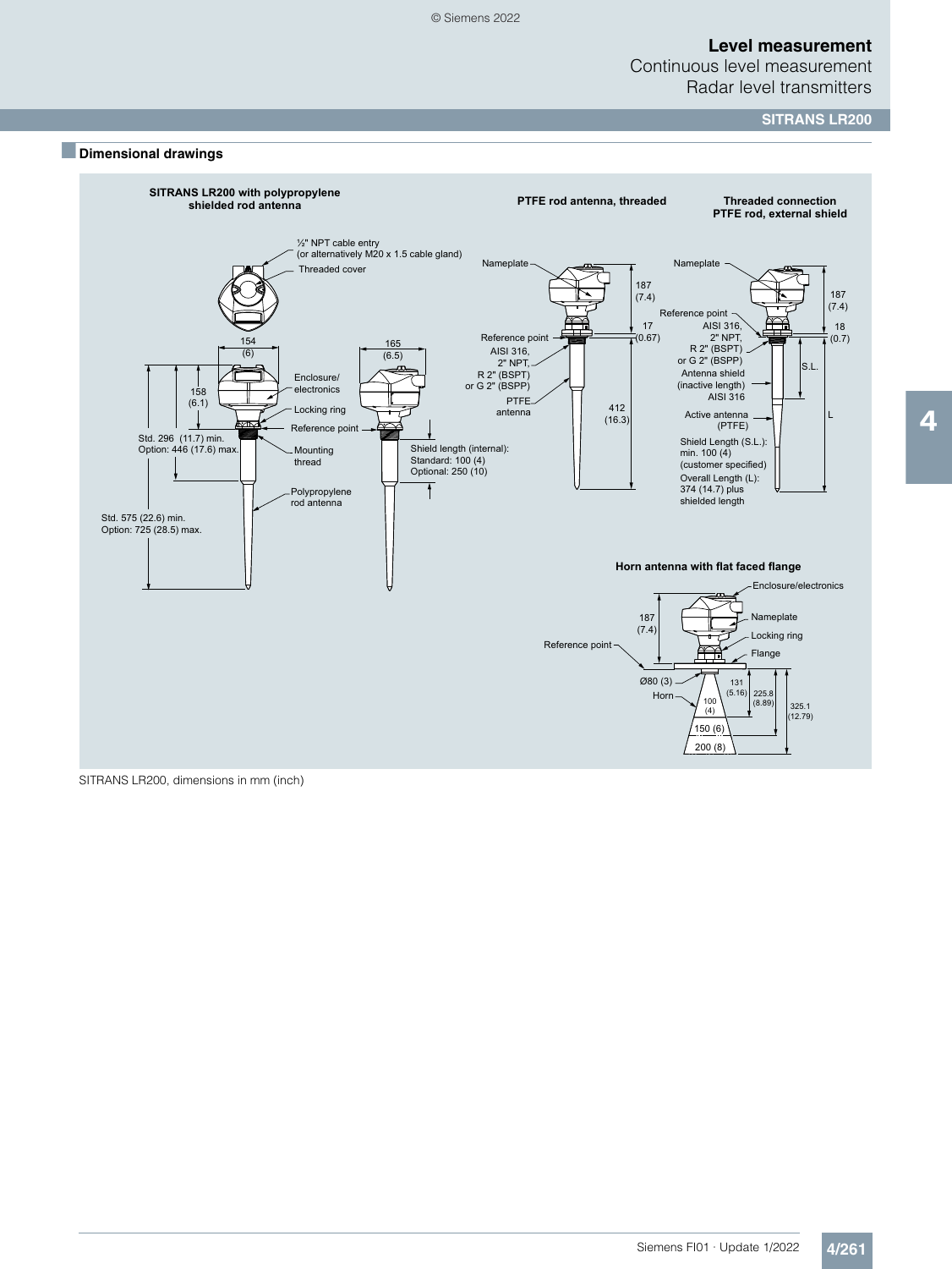## Dimensional drawings

**SITRANS LR200 with polypropylene shielded rod antenna**

½" NPT cable entry (or alternatively M20 x 1.5 cable gland)

Threaded cover

154 (6)

165 (6.5)

158 (6.1)

Enclosure/ electronics

Locking ring

Reference point

Std. 296 (11.7) min.
Option: 446 (17.6) max.

Mounting thread

Shield length (internal):
Standard: 100 (4)
Optional: 250 (10)

Polypropylene rod antenna

Std. 575 (22.6) min.
Option: 725 (28.5) max.

**PTFE rod antenna, threaded**

Nameplate

187 (7.4)

17 (0.67)

Reference point

AISI 316, 2" NPT, R 2" (BSPT) or G 2" (BSPP)

PTFE antenna

412 (16.3)

**Threaded connection PTFE rod, external shield**

Nameplate

187 (7.4)

Reference point

18 (0.7)

AISI 316, 2" NPT, R 2" (BSPT) or G 2" (BSPP)

Antenna shield (inactive length) AISI 316

S.L.

Active antenna (PTFE)

L

Shield Length (S.L.): min. 100 (4) (customer specified)

Overall Length (L): 374 (14.7) plus shielded length

**Horn antenna with flat faced flange**

Enclosure/electronics

187 (7.4)

Nameplate

Locking ring

Reference point

Flange

Ø80 (3)

Horn

131 (5.16)

225.8 (8.89)

325.1 (12.79)

100 (4)

150 (6)

200 (8)

SITRANS LR200, dimensions in mm (inch)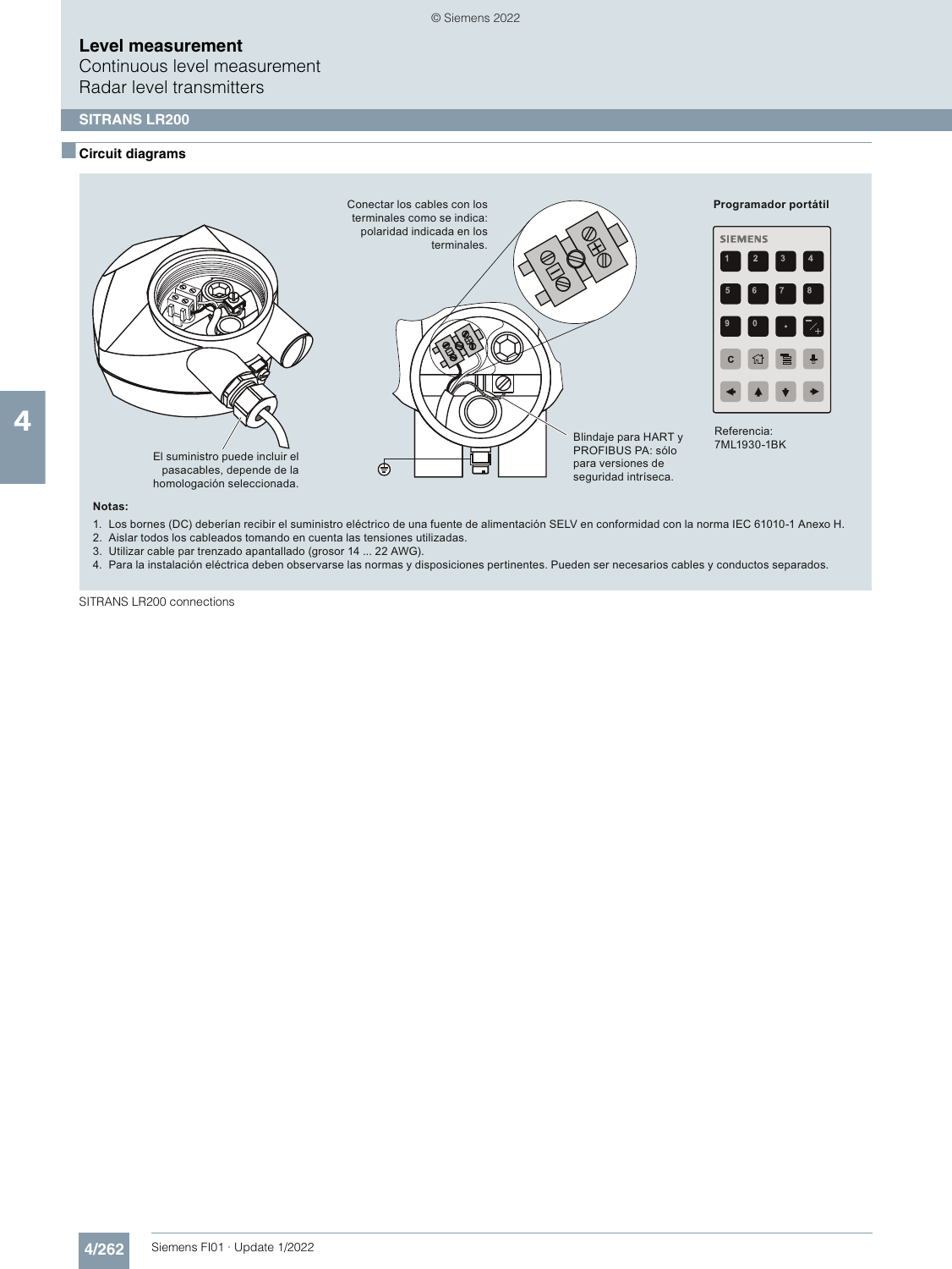# Level measurement

Continuous level measurement

Radar level transmitters

## SITRANS LR200

### Circuit diagrams

Conectar los cables con los terminales como se indica: polaridad indicada en los terminales.

Programador portátil

SIEMENS

Referencia: 7ML1930-1BK

El suministro puede incluir el pasacables, depende de la homologación seleccionada.

Blindaje para HART y PROFIBUS PA: sólo para versiones de seguridad intríseca.

**Notas:**

1. Los bornes (DC) deberían recibir el suministro eléctrico de una fuente de alimentación SELV en conformidad con la norma IEC 61010-1 Anexo H.
2. Aislar todos los cableados tomando en cuenta las tensiones utilizadas.
3. Utilizar cable par trenzado apantallado (grosor 14 ... 22 AWG).
4. Para la instalación eléctrica deben observarse las normas y disposiciones pertinentes. Pueden ser necesarios cables y conductos separados.

SITRANS LR200 connections